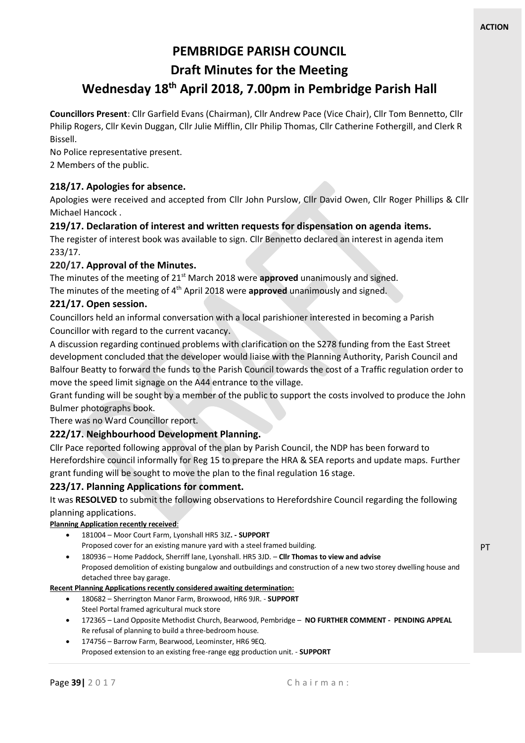**ACTION**

# PEMBRIDGE PARISH COUNCIL

## Draft Minutes for the Meeting

## Wednesday 18th April 2018, 7.00pm in Pembridge Parish Hall

**Councillors Present**: Cllr Garfield Evans (Chairman), Cllr Andrew Pace (Vice Chair), Cllr Tom Bennetto, Cllr Philip Rogers, Cllr Kevin Duggan, Cllr Julie Mifflin, Cllr Philip Thomas, Cllr Catherine Fothergill, and Clerk R Bissell.

No Police representative present.

2 Members of the public.

### 218/17. Apologies for absence.

Apologies were received and accepted from Cllr John Purslow, Cllr David Owen, Cllr Roger Phillips & Cllr Michael Hancock .

### 219/17. Declaration of interest and written requests for dispensation on agenda items.

The register of interest book was available to sign. Cllr Bennetto declared an interest in agenda item 233/17.

### 220/17. Approval of the Minutes.

The minutes of the meeting of 21st March 2018 were **approved** unanimously and signed.

The minutes of the meeting of 4th April 2018 were **approved** unanimously and signed.

### 221/17. Open session.

Councillors held an informal conversation with a local parishioner interested in becoming a Parish Councillor with regard to the current vacancy.

A discussion regarding continued problems with clarification on the S278 funding from the East Street development concluded that the developer would liaise with the Planning Authority, Parish Council and Balfour Beatty to forward the funds to the Parish Council towards the cost of a Traffic regulation order to move the speed limit signage on the A44 entrance to the village.

Grant funding will be sought by a member of the public to support the costs involved to produce the John Bulmer photographs book.

There was no Ward Councillor report.

### 222/17. Neighbourhood Development Planning.

Cllr Pace reported following approval of the plan by Parish Council, the NDP has been forward to Herefordshire council informally for Reg 15 to prepare the HRA & SEA reports and update maps. Further grant funding will be sought to move the plan to the final regulation 16 stage.

### 223/17. Planning Applications for comment.

It was **RESOLVED** to submit the following observations to Herefordshire Council regarding the following planning applications.

**Planning Application recently received**:

- 181004 – Moor Court Farm, Lyonshall HR5 3JZ**. - SUPPORT**
  Proposed cover for an existing manure yard with a steel framed building.
- 180936 – Home Paddock, Sherriff lane, Lyonshall. HR5 3JD. – **Cllr Thomas to view and advise** — PT
  Proposed demolition of existing bungalow and outbuildings and construction of a new two storey dwelling house and detached three bay garage.

**Recent Planning Applications recently considered awaiting determination:**

- 180682 – Sherrington Manor Farm, Broxwood, HR6 9JR. - **SUPPORT**
  Steel Portal framed agricultural muck store
- 172365 – Land Opposite Methodist Church, Bearwood, Pembridge – **NO FURTHER COMMENT - PENDING APPEAL**
  Re refusal of planning to build a three-bedroom house.
- 174756 – Barrow Farm, Bearwood, Leominster, HR6 9EQ.
  Proposed extension to an existing free-range egg production unit. - **SUPPORT**

Chairman: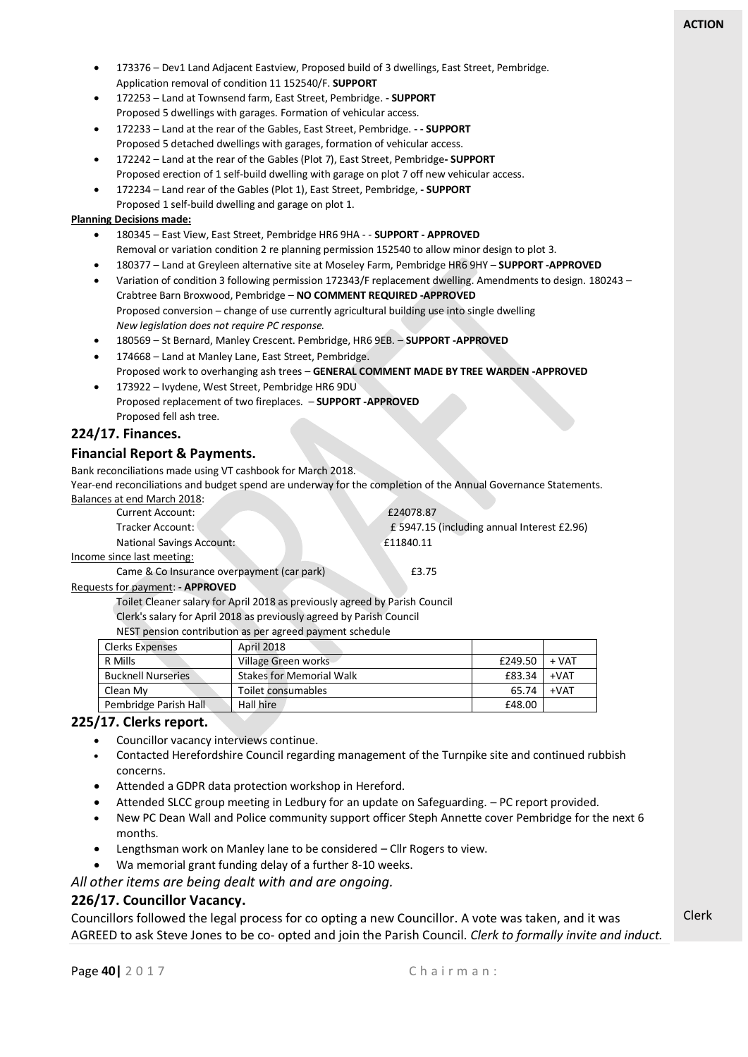- 173376 – Dev1 Land Adjacent Eastview, Proposed build of 3 dwellings, East Street, Pembridge. Application removal of condition 11 152540/F. **SUPPORT**
- 172253 – Land at Townsend farm, East Street, Pembridge. **- SUPPORT** Proposed 5 dwellings with garages. Formation of vehicular access.
- 172233 – Land at the rear of the Gables, East Street, Pembridge. **- - SUPPORT** Proposed 5 detached dwellings with garages, formation of vehicular access.
- 172242 – Land at the rear of the Gables (Plot 7), East Street, Pembridge**- SUPPORT** Proposed erection of 1 self-build dwelling with garage on plot 7 off new vehicular access.
- 172234 – Land rear of the Gables (Plot 1), East Street, Pembridge, **- SUPPORT** Proposed 1 self-build dwelling and garage on plot 1.

**Planning Decisions made:**

- 180345 – East View, East Street, Pembridge HR6 9HA - - **SUPPORT - APPROVED** Removal or variation condition 2 re planning permission 152540 to allow minor design to plot 3.
- 180377 – Land at Greyleen alternative site at Moseley Farm, Pembridge HR6 9HY – **SUPPORT -APPROVED**
- Variation of condition 3 following permission 172343/F replacement dwelling. Amendments to design. 180243 – Crabtree Barn Broxwood, Pembridge – **NO COMMENT REQUIRED -APPROVED** Proposed conversion – change of use currently agricultural building use into single dwelling *New legislation does not require PC response.*
- 180569 – St Bernard, Manley Crescent. Pembridge, HR6 9EB. – **SUPPORT -APPROVED**
- 174668 – Land at Manley Lane, East Street, Pembridge. Proposed work to overhanging ash trees – **GENERAL COMMENT MADE BY TREE WARDEN -APPROVED**
- 173922 – Ivydene, West Street, Pembridge HR6 9DU Proposed replacement of two fireplaces. – **SUPPORT -APPROVED** Proposed fell ash tree.

## 224/17. Finances.

## Financial Report & Payments.

Bank reconciliations made using VT cashbook for March 2018.
Year-end reconciliations and budget spend are underway for the completion of the Annual Governance Statements.

Balances at end March 2018:

Current Account: £24078.87
Tracker Account: £ 5947.15 (including annual Interest £2.96)
National Savings Account: £11840.11

Income since last meeting:

Came & Co Insurance overpayment (car park) £3.75

Requests for payment: **- APPROVED**

Toilet Cleaner salary for April 2018 as previously agreed by Parish Council
Clerk's salary for April 2018 as previously agreed by Parish Council
NEST pension contribution as per agreed payment schedule

| Clerks Expenses | April 2018 | | |
|---|---|---|---|
| R Mills | Village Green works | £249.50 | + VAT |
| Bucknell Nurseries | Stakes for Memorial Walk | £83.34 | +VAT |
| Clean My | Toilet consumables | 65.74 | +VAT |
| Pembridge Parish Hall | Hall hire | £48.00 | |

## 225/17. Clerks report.

- Councillor vacancy interviews continue.
- Contacted Herefordshire Council regarding management of the Turnpike site and continued rubbish concerns.
- Attended a GDPR data protection workshop in Hereford.
- Attended SLCC group meeting in Ledbury for an update on Safeguarding. – PC report provided.
- New PC Dean Wall and Police community support officer Steph Annette cover Pembridge for the next 6 months.
- Lengthsman work on Manley lane to be considered – Cllr Rogers to view.
- Wa memorial grant funding delay of a further 8-10 weeks.

*All other items are being dealt with and are ongoing.*

## 226/17. Councillor Vacancy.

Councillors followed the legal process for co opting a new Councillor. A vote was taken, and it was AGREED to ask Steve Jones to be co- opted and join the Parish Council. *Clerk to formally invite and induct.* **ACTION:** Clerk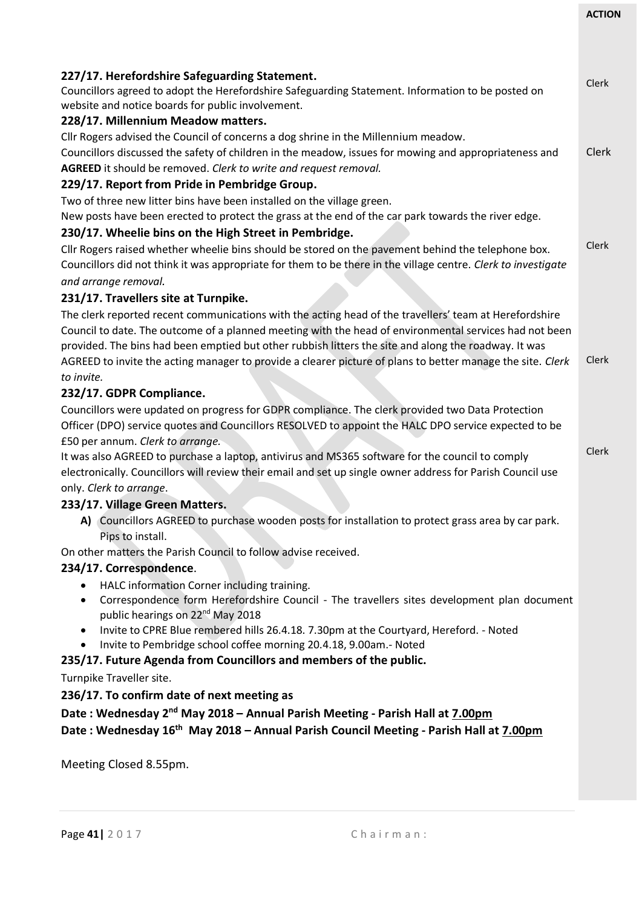**ACTION**

**227/17. Herefordshire Safeguarding Statement.**

Councillors agreed to adopt the Herefordshire Safeguarding Statement. Information to be posted on website and notice boards for public involvement. — Clerk

**228/17. Millennium Meadow matters.**

Cllr Rogers advised the Council of concerns a dog shrine in the Millennium meadow.

Councillors discussed the safety of children in the meadow, issues for mowing and appropriateness and **AGREED** it should be removed. *Clerk to write and request removal.* — Clerk

**229/17. Report from Pride in Pembridge Group.**

Two of three new litter bins have been installed on the village green.

New posts have been erected to protect the grass at the end of the car park towards the river edge.

**230/17. Wheelie bins on the High Street in Pembridge.**

Cllr Rogers raised whether wheelie bins should be stored on the pavement behind the telephone box. Councillors did not think it was appropriate for them to be there in the village centre. *Clerk to investigate and arrange removal.* — Clerk

**231/17. Travellers site at Turnpike.**

The clerk reported recent communications with the acting head of the travellers' team at Herefordshire Council to date. The outcome of a planned meeting with the head of environmental services had not been provided. The bins had been emptied but other rubbish litters the site and along the roadway. It was AGREED to invite the acting manager to provide a clearer picture of plans to better manage the site. *Clerk to invite.* — Clerk

**232/17. GDPR Compliance.**

Councillors were updated on progress for GDPR compliance. The clerk provided two Data Protection Officer (DPO) service quotes and Councillors RESOLVED to appoint the HALC DPO service expected to be £50 per annum. *Clerk to arrange.*

It was also AGREED to purchase a laptop, antivirus and MS365 software for the council to comply electronically. Councillors will review their email and set up single owner address for Parish Council use only. *Clerk to arrange*. — Clerk

**233/17. Village Green Matters.**

**A)** Councillors AGREED to purchase wooden posts for installation to protect grass area by car park. Pips to install.

On other matters the Parish Council to follow advise received.

**234/17. Correspondence**.

- HALC information Corner including training.
- Correspondence form Herefordshire Council - The travellers sites development plan document public hearings on 22nd May 2018
- Invite to CPRE Blue rembered hills 26.4.18. 7.30pm at the Courtyard, Hereford. - Noted
- Invite to Pembridge school coffee morning 20.4.18, 9.00am.- Noted

**235/17. Future Agenda from Councillors and members of the public.**

Turnpike Traveller site.

**236/17. To confirm date of next meeting as**

**Date : Wednesday 2nd May 2018 – Annual Parish Meeting - Parish Hall at 7.00pm**

**Date : Wednesday 16th May 2018 – Annual Parish Council Meeting - Parish Hall at 7.00pm**

Meeting Closed 8.55pm.

Chairman: